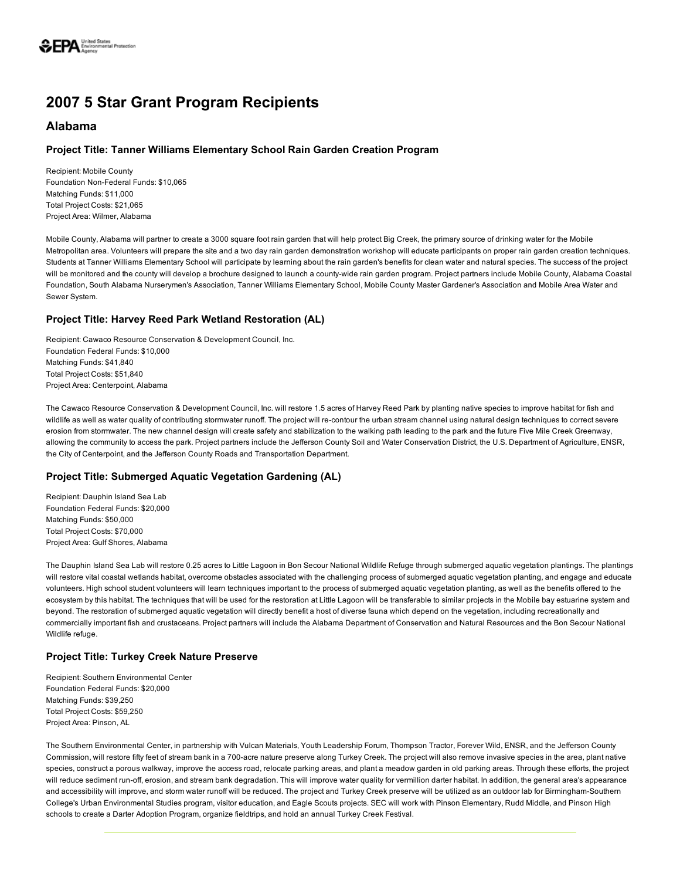# 2007 5 Star Grant Program Recipients

## Alabama

### Project Title: Tanner Williams Elementary School Rain Garden Creation Program

Recipient: Mobile County
Foundation Non-Federal Funds: $10,065
Matching Funds: $11,000
Total Project Costs: $21,065
Project Area: Wilmer, Alabama

Mobile County, Alabama will partner to create a 3000 square foot rain garden that will help protect Big Creek, the primary source of drinking water for the Mobile Metropolitan area. Volunteers will prepare the site and a two day rain garden demonstration workshop will educate participants on proper rain garden creation techniques. Students at Tanner Williams Elementary School will participate by learning about the rain garden's benefits for clean water and natural species. The success of the project will be monitored and the county will develop a brochure designed to launch a county-wide rain garden program. Project partners include Mobile County, Alabama Coastal Foundation, South Alabama Nurserymen's Association, Tanner Williams Elementary School, Mobile County Master Gardener's Association and Mobile Area Water and Sewer System.

### Project Title: Harvey Reed Park Wetland Restoration (AL)

Recipient: Cawaco Resource Conservation & Development Council, Inc.
Foundation Federal Funds: $10,000
Matching Funds: $41,840
Total Project Costs: $51,840
Project Area: Centerpoint, Alabama

The Cawaco Resource Conservation & Development Council, Inc. will restore 1.5 acres of Harvey Reed Park by planting native species to improve habitat for fish and wildlife as well as water quality of contributing stormwater runoff. The project will re-contour the urban stream channel using natural design techniques to correct severe erosion from stormwater. The new channel design will create safety and stabilization to the walking path leading to the park and the future Five Mile Creek Greenway, allowing the community to access the park. Project partners include the Jefferson County Soil and Water Conservation District, the U.S. Department of Agriculture, ENSR, the City of Centerpoint, and the Jefferson County Roads and Transportation Department.

### Project Title: Submerged Aquatic Vegetation Gardening (AL)

Recipient: Dauphin Island Sea Lab
Foundation Federal Funds: $20,000
Matching Funds: $50,000
Total Project Costs: $70,000
Project Area: Gulf Shores, Alabama

The Dauphin Island Sea Lab will restore 0.25 acres to Little Lagoon in Bon Secour National Wildlife Refuge through submerged aquatic vegetation plantings. The plantings will restore vital coastal wetlands habitat, overcome obstacles associated with the challenging process of submerged aquatic vegetation planting, and engage and educate volunteers. High school student volunteers will learn techniques important to the process of submerged aquatic vegetation planting, as well as the benefits offered to the ecosystem by this habitat. The techniques that will be used for the restoration at Little Lagoon will be transferable to similar projects in the Mobile bay estuarine system and beyond. The restoration of submerged aquatic vegetation will directly benefit a host of diverse fauna which depend on the vegetation, including recreationally and commercially important fish and crustaceans. Project partners will include the Alabama Department of Conservation and Natural Resources and the Bon Secour National Wildlife refuge.

### Project Title: Turkey Creek Nature Preserve

Recipient: Southern Environmental Center
Foundation Federal Funds: $20,000
Matching Funds: $39,250
Total Project Costs: $59,250
Project Area: Pinson, AL

The Southern Environmental Center, in partnership with Vulcan Materials, Youth Leadership Forum, Thompson Tractor, Forever Wild, ENSR, and the Jefferson County Commission, will restore fifty feet of stream bank in a 700-acre nature preserve along Turkey Creek. The project will also remove invasive species in the area, plant native species, construct a porous walkway, improve the access road, relocate parking areas, and plant a meadow garden in old parking areas. Through these efforts, the project will reduce sediment run-off, erosion, and stream bank degradation. This will improve water quality for vermillion darter habitat. In addition, the general area's appearance and accessibility will improve, and storm water runoff will be reduced. The project and Turkey Creek preserve will be utilized as an outdoor lab for Birmingham-Southern College's Urban Environmental Studies program, visitor education, and Eagle Scouts projects. SEC will work with Pinson Elementary, Rudd Middle, and Pinson High schools to create a Darter Adoption Program, organize fieldtrips, and hold an annual Turkey Creek Festival.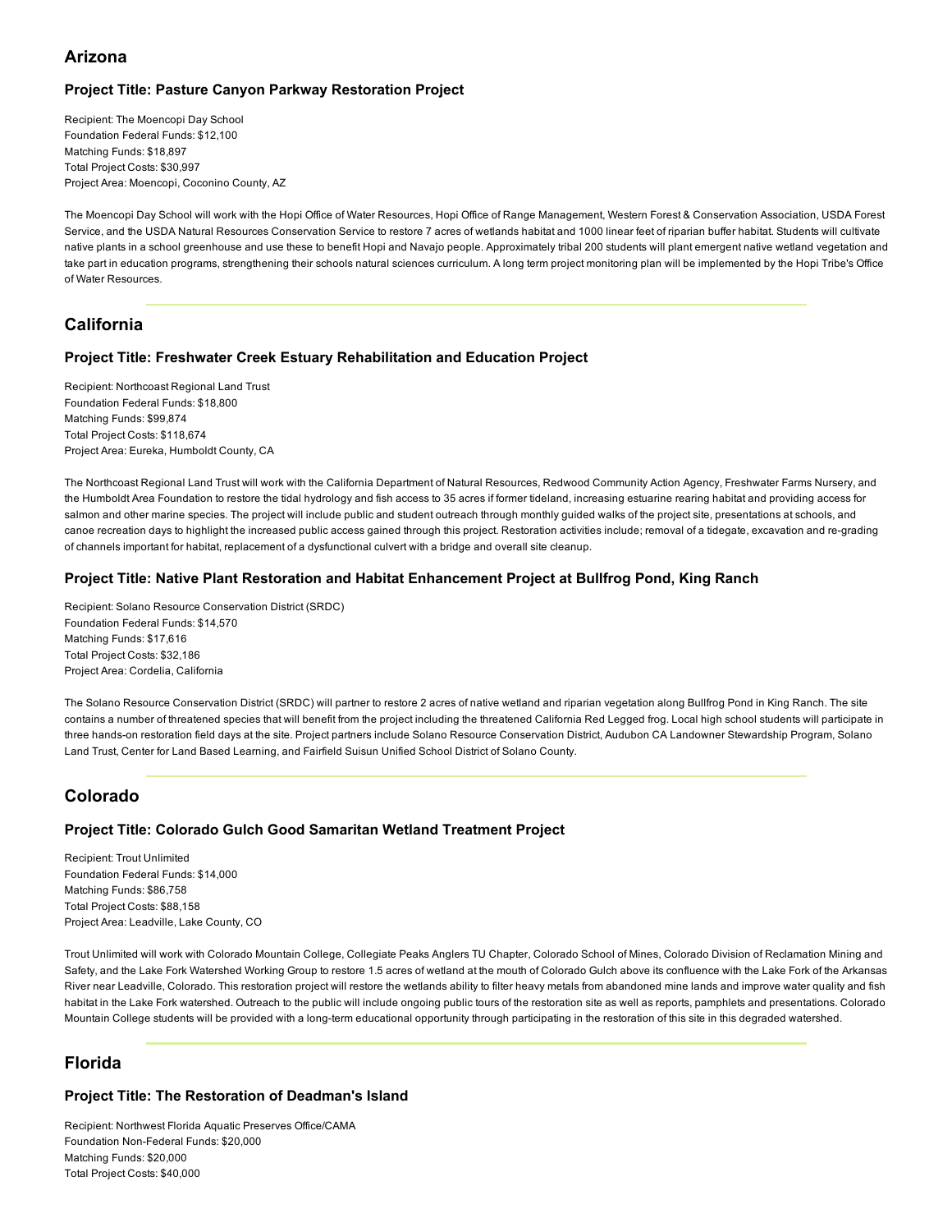## Arizona

### Project Title: Pasture Canyon Parkway Restoration Project

Recipient: The Moencopi Day School
Foundation Federal Funds: $12,100
Matching Funds: $18,897
Total Project Costs: $30,997
Project Area: Moencopi, Coconino County, AZ

The Moencopi Day School will work with the Hopi Office of Water Resources, Hopi Office of Range Management, Western Forest & Conservation Association, USDA Forest Service, and the USDA Natural Resources Conservation Service to restore 7 acres of wetlands habitat and 1000 linear feet of riparian buffer habitat. Students will cultivate native plants in a school greenhouse and use these to benefit Hopi and Navajo people. Approximately tribal 200 students will plant emergent native wetland vegetation and take part in education programs, strengthening their schools natural sciences curriculum. A long term project monitoring plan will be implemented by the Hopi Tribe's Office of Water Resources.

---

## California

### Project Title: Freshwater Creek Estuary Rehabilitation and Education Project

Recipient: Northcoast Regional Land Trust
Foundation Federal Funds: $18,800
Matching Funds: $99,874
Total Project Costs: $118,674
Project Area: Eureka, Humboldt County, CA

The Northcoast Regional Land Trust will work with the California Department of Natural Resources, Redwood Community Action Agency, Freshwater Farms Nursery, and the Humboldt Area Foundation to restore the tidal hydrology and fish access to 35 acres if former tideland, increasing estuarine rearing habitat and providing access for salmon and other marine species. The project will include public and student outreach through monthly guided walks of the project site, presentations at schools, and canoe recreation days to highlight the increased public access gained through this project. Restoration activities include; removal of a tidegate, excavation and re-grading of channels important for habitat, replacement of a dysfunctional culvert with a bridge and overall site cleanup.

### Project Title: Native Plant Restoration and Habitat Enhancement Project at Bullfrog Pond, King Ranch

Recipient: Solano Resource Conservation District (SRDC)
Foundation Federal Funds: $14,570
Matching Funds: $17,616
Total Project Costs: $32,186
Project Area: Cordelia, California

The Solano Resource Conservation District (SRDC) will partner to restore 2 acres of native wetland and riparian vegetation along Bullfrog Pond in King Ranch. The site contains a number of threatened species that will benefit from the project including the threatened California Red Legged frog. Local high school students will participate in three hands-on restoration field days at the site. Project partners include Solano Resource Conservation District, Audubon CA Landowner Stewardship Program, Solano Land Trust, Center for Land Based Learning, and Fairfield Suisun Unified School District of Solano County.

---

## Colorado

### Project Title: Colorado Gulch Good Samaritan Wetland Treatment Project

Recipient: Trout Unlimited
Foundation Federal Funds: $14,000
Matching Funds: $86,758
Total Project Costs: $88,158
Project Area: Leadville, Lake County, CO

Trout Unlimited will work with Colorado Mountain College, Collegiate Peaks Anglers TU Chapter, Colorado School of Mines, Colorado Division of Reclamation Mining and Safety, and the Lake Fork Watershed Working Group to restore 1.5 acres of wetland at the mouth of Colorado Gulch above its confluence with the Lake Fork of the Arkansas River near Leadville, Colorado. This restoration project will restore the wetlands ability to filter heavy metals from abandoned mine lands and improve water quality and fish habitat in the Lake Fork watershed. Outreach to the public will include ongoing public tours of the restoration site as well as reports, pamphlets and presentations. Colorado Mountain College students will be provided with a long-term educational opportunity through participating in the restoration of this site in this degraded watershed.

---

## Florida

### Project Title: The Restoration of Deadman's Island

Recipient: Northwest Florida Aquatic Preserves Office/CAMA
Foundation Non-Federal Funds: $20,000
Matching Funds: $20,000
Total Project Costs: $40,000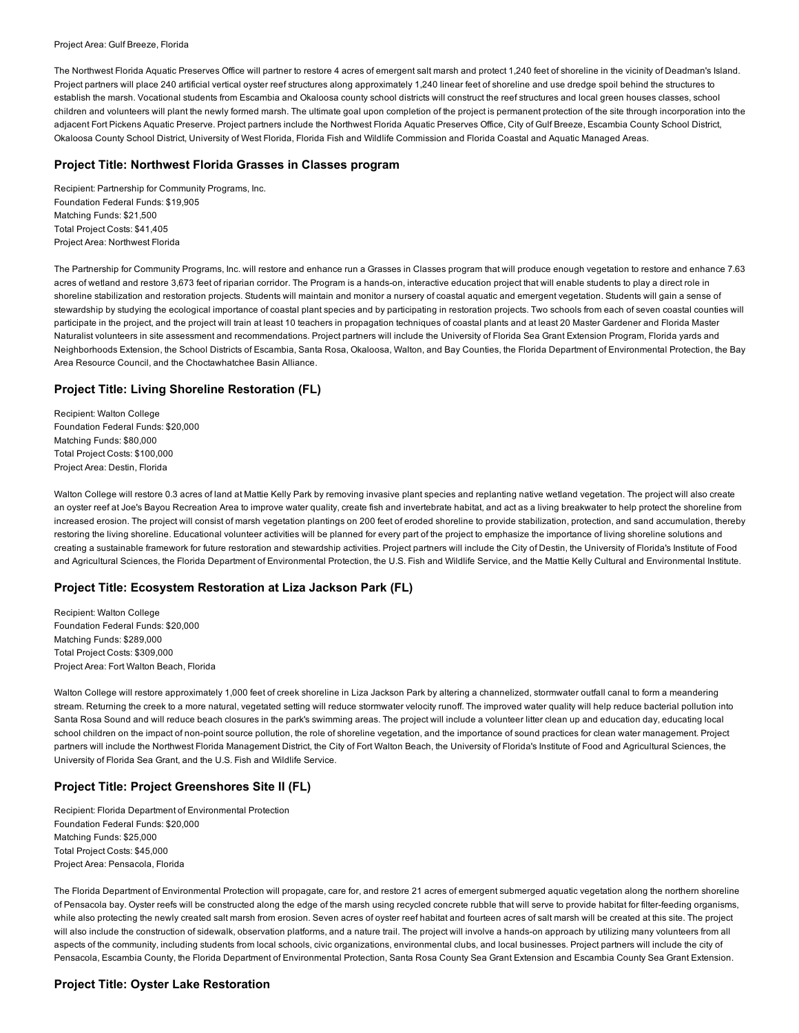Project Area: Gulf Breeze, Florida

The Northwest Florida Aquatic Preserves Office will partner to restore 4 acres of emergent salt marsh and protect 1,240 feet of shoreline in the vicinity of Deadman's Island. Project partners will place 240 artificial vertical oyster reef structures along approximately 1,240 linear feet of shoreline and use dredge spoil behind the structures to establish the marsh. Vocational students from Escambia and Okaloosa county school districts will construct the reef structures and local green houses classes, school children and volunteers will plant the newly formed marsh. The ultimate goal upon completion of the project is permanent protection of the site through incorporation into the adjacent Fort Pickens Aquatic Preserve. Project partners include the Northwest Florida Aquatic Preserves Office, City of Gulf Breeze, Escambia County School District, Okaloosa County School District, University of West Florida, Florida Fish and Wildlife Commission and Florida Coastal and Aquatic Managed Areas.

## Project Title: Northwest Florida Grasses in Classes program

Recipient: Partnership for Community Programs, Inc.
Foundation Federal Funds: $19,905
Matching Funds: $21,500
Total Project Costs: $41,405
Project Area: Northwest Florida

The Partnership for Community Programs, Inc. will restore and enhance run a Grasses in Classes program that will produce enough vegetation to restore and enhance 7.63 acres of wetland and restore 3,673 feet of riparian corridor. The Program is a hands-on, interactive education project that will enable students to play a direct role in shoreline stabilization and restoration projects. Students will maintain and monitor a nursery of coastal aquatic and emergent vegetation. Students will gain a sense of stewardship by studying the ecological importance of coastal plant species and by participating in restoration projects. Two schools from each of seven coastal counties will participate in the project, and the project will train at least 10 teachers in propagation techniques of coastal plants and at least 20 Master Gardener and Florida Master Naturalist volunteers in site assessment and recommendations. Project partners will include the University of Florida Sea Grant Extension Program, Florida yards and Neighborhoods Extension, the School Districts of Escambia, Santa Rosa, Okaloosa, Walton, and Bay Counties, the Florida Department of Environmental Protection, the Bay Area Resource Council, and the Choctawhatchee Basin Alliance.

## Project Title: Living Shoreline Restoration (FL)

Recipient: Walton College
Foundation Federal Funds: $20,000
Matching Funds: $80,000
Total Project Costs: $100,000
Project Area: Destin, Florida

Walton College will restore 0.3 acres of land at Mattie Kelly Park by removing invasive plant species and replanting native wetland vegetation. The project will also create an oyster reef at Joe's Bayou Recreation Area to improve water quality, create fish and invertebrate habitat, and act as a living breakwater to help protect the shoreline from increased erosion. The project will consist of marsh vegetation plantings on 200 feet of eroded shoreline to provide stabilization, protection, and sand accumulation, thereby restoring the living shoreline. Educational volunteer activities will be planned for every part of the project to emphasize the importance of living shoreline solutions and creating a sustainable framework for future restoration and stewardship activities. Project partners will include the City of Destin, the University of Florida's Institute of Food and Agricultural Sciences, the Florida Department of Environmental Protection, the U.S. Fish and Wildlife Service, and the Mattie Kelly Cultural and Environmental Institute.

## Project Title: Ecosystem Restoration at Liza Jackson Park (FL)

Recipient: Walton College
Foundation Federal Funds: $20,000
Matching Funds: $289,000
Total Project Costs: $309,000
Project Area: Fort Walton Beach, Florida

Walton College will restore approximately 1,000 feet of creek shoreline in Liza Jackson Park by altering a channelized, stormwater outfall canal to form a meandering stream. Returning the creek to a more natural, vegetated setting will reduce stormwater velocity runoff. The improved water quality will help reduce bacterial pollution into Santa Rosa Sound and will reduce beach closures in the park's swimming areas. The project will include a volunteer litter clean up and education day, educating local school children on the impact of non-point source pollution, the role of shoreline vegetation, and the importance of sound practices for clean water management. Project partners will include the Northwest Florida Management District, the City of Fort Walton Beach, the University of Florida's Institute of Food and Agricultural Sciences, the University of Florida Sea Grant, and the U.S. Fish and Wildlife Service.

## Project Title: Project Greenshores Site II (FL)

Recipient: Florida Department of Environmental Protection
Foundation Federal Funds: $20,000
Matching Funds: $25,000
Total Project Costs: $45,000
Project Area: Pensacola, Florida

The Florida Department of Environmental Protection will propagate, care for, and restore 21 acres of emergent submerged aquatic vegetation along the northern shoreline of Pensacola bay. Oyster reefs will be constructed along the edge of the marsh using recycled concrete rubble that will serve to provide habitat for filter-feeding organisms, while also protecting the newly created salt marsh from erosion. Seven acres of oyster reef habitat and fourteen acres of salt marsh will be created at this site. The project will also include the construction of sidewalk, observation platforms, and a nature trail. The project will involve a hands-on approach by utilizing many volunteers from all aspects of the community, including students from local schools, civic organizations, environmental clubs, and local businesses. Project partners will include the city of Pensacola, Escambia County, the Florida Department of Environmental Protection, Santa Rosa County Sea Grant Extension and Escambia County Sea Grant Extension.

## Project Title: Oyster Lake Restoration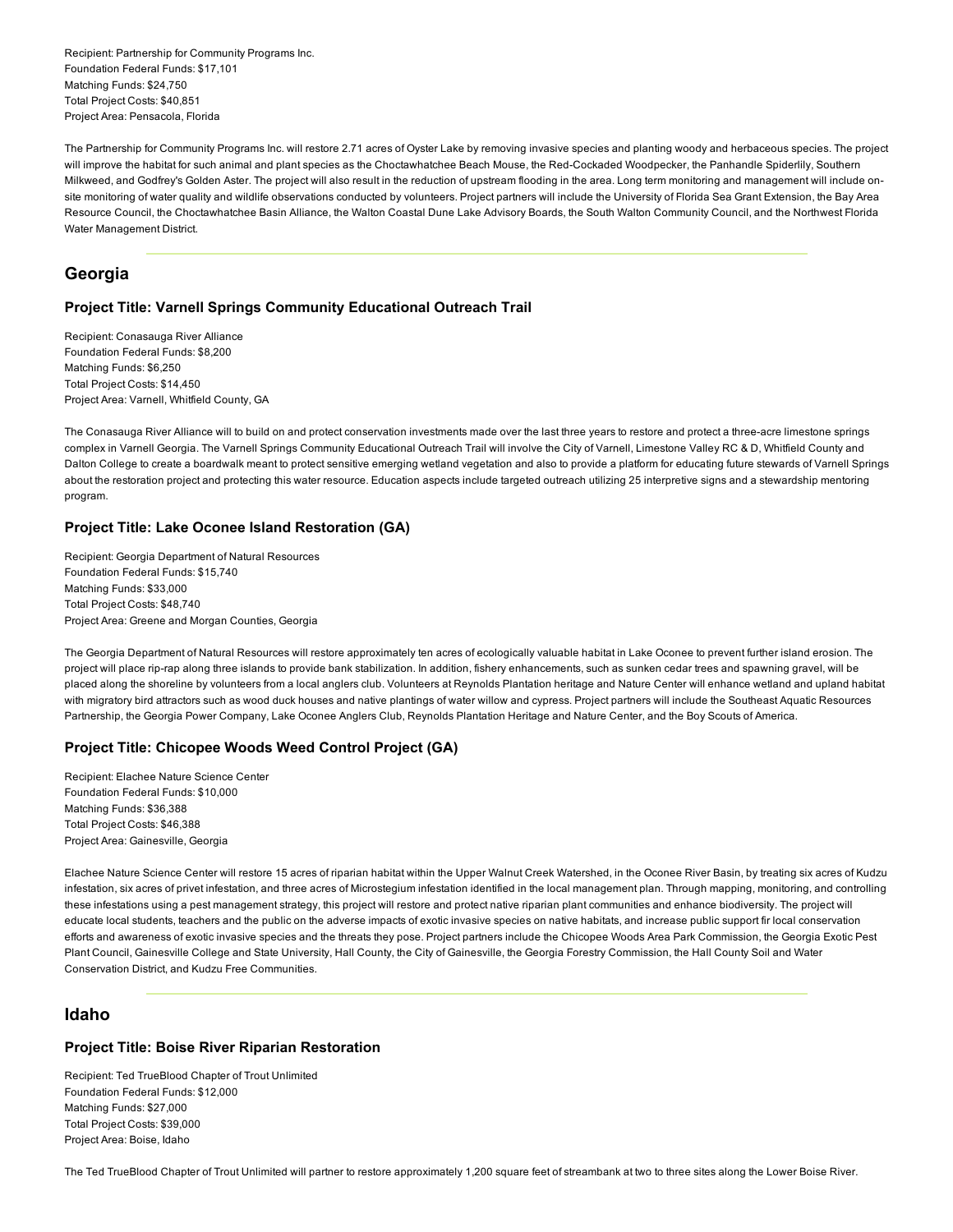Recipient: Partnership for Community Programs Inc.
Foundation Federal Funds: $17,101
Matching Funds: $24,750
Total Project Costs: $40,851
Project Area: Pensacola, Florida

The Partnership for Community Programs Inc. will restore 2.71 acres of Oyster Lake by removing invasive species and planting woody and herbaceous species. The project will improve the habitat for such animal and plant species as the Choctawhatchee Beach Mouse, the Red-Cockaded Woodpecker, the Panhandle Spiderlily, Southern Milkweed, and Godfrey's Golden Aster. The project will also result in the reduction of upstream flooding in the area. Long term monitoring and management will include on-site monitoring of water quality and wildlife observations conducted by volunteers. Project partners will include the University of Florida Sea Grant Extension, the Bay Area Resource Council, the Choctawhatchee Basin Alliance, the Walton Coastal Dune Lake Advisory Boards, the South Walton Community Council, and the Northwest Florida Water Management District.

## Georgia

### Project Title: Varnell Springs Community Educational Outreach Trail

Recipient: Conasauga River Alliance
Foundation Federal Funds: $8,200
Matching Funds: $6,250
Total Project Costs: $14,450
Project Area: Varnell, Whitfield County, GA

The Conasauga River Alliance will to build on and protect conservation investments made over the last three years to restore and protect a three-acre limestone springs complex in Varnell Georgia. The Varnell Springs Community Educational Outreach Trail will involve the City of Varnell, Limestone Valley RC & D, Whitfield County and Dalton College to create a boardwalk meant to protect sensitive emerging wetland vegetation and also to provide a platform for educating future stewards of Varnell Springs about the restoration project and protecting this water resource. Education aspects include targeted outreach utilizing 25 interpretive signs and a stewardship mentoring program.

### Project Title: Lake Oconee Island Restoration (GA)

Recipient: Georgia Department of Natural Resources
Foundation Federal Funds: $15,740
Matching Funds: $33,000
Total Project Costs: $48,740
Project Area: Greene and Morgan Counties, Georgia

The Georgia Department of Natural Resources will restore approximately ten acres of ecologically valuable habitat in Lake Oconee to prevent further island erosion. The project will place rip-rap along three islands to provide bank stabilization. In addition, fishery enhancements, such as sunken cedar trees and spawning gravel, will be placed along the shoreline by volunteers from a local anglers club. Volunteers at Reynolds Plantation heritage and Nature Center will enhance wetland and upland habitat with migratory bird attractors such as wood duck houses and native plantings of water willow and cypress. Project partners will include the Southeast Aquatic Resources Partnership, the Georgia Power Company, Lake Oconee Anglers Club, Reynolds Plantation Heritage and Nature Center, and the Boy Scouts of America.

### Project Title: Chicopee Woods Weed Control Project (GA)

Recipient: Elachee Nature Science Center
Foundation Federal Funds: $10,000
Matching Funds: $36,388
Total Project Costs: $46,388
Project Area: Gainesville, Georgia

Elachee Nature Science Center will restore 15 acres of riparian habitat within the Upper Walnut Creek Watershed, in the Oconee River Basin, by treating six acres of Kudzu infestation, six acres of privet infestation, and three acres of Microstegium infestation identified in the local management plan. Through mapping, monitoring, and controlling these infestations using a pest management strategy, this project will restore and protect native riparian plant communities and enhance biodiversity. The project will educate local students, teachers and the public on the adverse impacts of exotic invasive species on native habitats, and increase public support fir local conservation efforts and awareness of exotic invasive species and the threats they pose. Project partners include the Chicopee Woods Area Park Commission, the Georgia Exotic Pest Plant Council, Gainesville College and State University, Hall County, the City of Gainesville, the Georgia Forestry Commission, the Hall County Soil and Water Conservation District, and Kudzu Free Communities.

## Idaho

### Project Title: Boise River Riparian Restoration

Recipient: Ted TrueBlood Chapter of Trout Unlimited
Foundation Federal Funds: $12,000
Matching Funds: $27,000
Total Project Costs: $39,000
Project Area: Boise, Idaho

The Ted TrueBlood Chapter of Trout Unlimited will partner to restore approximately 1,200 square feet of streambank at two to three sites along the Lower Boise River.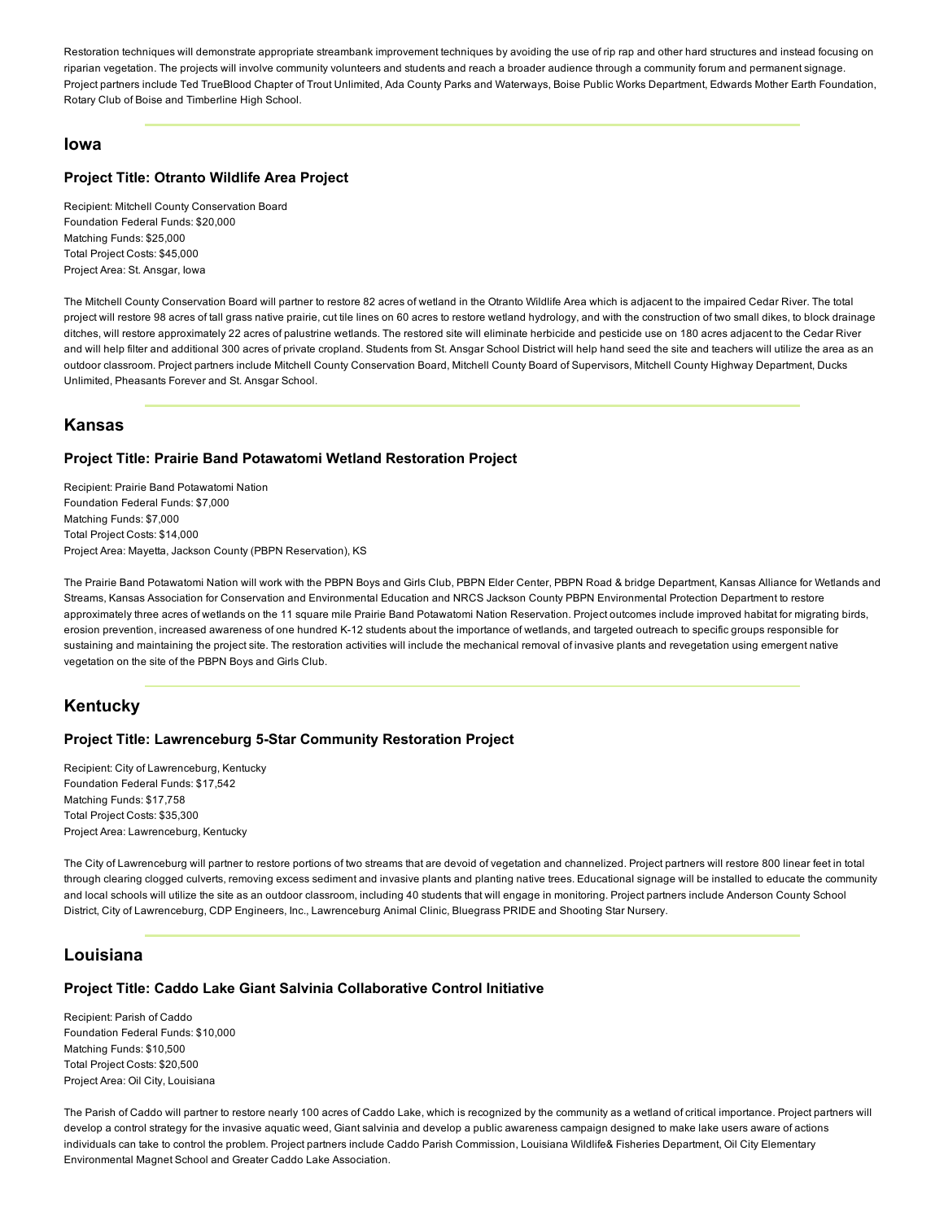Restoration techniques will demonstrate appropriate streambank improvement techniques by avoiding the use of rip rap and other hard structures and instead focusing on riparian vegetation. The projects will involve community volunteers and students and reach a broader audience through a community forum and permanent signage. Project partners include Ted TrueBlood Chapter of Trout Unlimited, Ada County Parks and Waterways, Boise Public Works Department, Edwards Mother Earth Foundation, Rotary Club of Boise and Timberline High School.

---

## Iowa

### Project Title: Otranto Wildlife Area Project

Recipient: Mitchell County Conservation Board
Foundation Federal Funds: $20,000
Matching Funds: $25,000
Total Project Costs: $45,000
Project Area: St. Ansgar, Iowa

The Mitchell County Conservation Board will partner to restore 82 acres of wetland in the Otranto Wildlife Area which is adjacent to the impaired Cedar River. The total project will restore 98 acres of tall grass native prairie, cut tile lines on 60 acres to restore wetland hydrology, and with the construction of two small dikes, to block drainage ditches, will restore approximately 22 acres of palustrine wetlands. The restored site will eliminate herbicide and pesticide use on 180 acres adjacent to the Cedar River and will help filter and additional 300 acres of private cropland. Students from St. Ansgar School District will help hand seed the site and teachers will utilize the area as an outdoor classroom. Project partners include Mitchell County Conservation Board, Mitchell County Board of Supervisors, Mitchell County Highway Department, Ducks Unlimited, Pheasants Forever and St. Ansgar School.

---

## Kansas

### Project Title: Prairie Band Potawatomi Wetland Restoration Project

Recipient: Prairie Band Potawatomi Nation
Foundation Federal Funds: $7,000
Matching Funds: $7,000
Total Project Costs: $14,000
Project Area: Mayetta, Jackson County (PBPN Reservation), KS

The Prairie Band Potawatomi Nation will work with the PBPN Boys and Girls Club, PBPN Elder Center, PBPN Road & bridge Department, Kansas Alliance for Wetlands and Streams, Kansas Association for Conservation and Environmental Education and NRCS Jackson County PBPN Environmental Protection Department to restore approximately three acres of wetlands on the 11 square mile Prairie Band Potawatomi Nation Reservation. Project outcomes include improved habitat for migrating birds, erosion prevention, increased awareness of one hundred K-12 students about the importance of wetlands, and targeted outreach to specific groups responsible for sustaining and maintaining the project site. The restoration activities will include the mechanical removal of invasive plants and revegetation using emergent native vegetation on the site of the PBPN Boys and Girls Club.

---

## Kentucky

### Project Title: Lawrenceburg 5-Star Community Restoration Project

Recipient: City of Lawrenceburg, Kentucky
Foundation Federal Funds: $17,542
Matching Funds: $17,758
Total Project Costs: $35,300
Project Area: Lawrenceburg, Kentucky

The City of Lawrenceburg will partner to restore portions of two streams that are devoid of vegetation and channelized. Project partners will restore 800 linear feet in total through clearing clogged culverts, removing excess sediment and invasive plants and planting native trees. Educational signage will be installed to educate the community and local schools will utilize the site as an outdoor classroom, including 40 students that will engage in monitoring. Project partners include Anderson County School District, City of Lawrenceburg, CDP Engineers, Inc., Lawrenceburg Animal Clinic, Bluegrass PRIDE and Shooting Star Nursery.

---

## Louisiana

### Project Title: Caddo Lake Giant Salvinia Collaborative Control Initiative

Recipient: Parish of Caddo
Foundation Federal Funds: $10,000
Matching Funds: $10,500
Total Project Costs: $20,500
Project Area: Oil City, Louisiana

The Parish of Caddo will partner to restore nearly 100 acres of Caddo Lake, which is recognized by the community as a wetland of critical importance. Project partners will develop a control strategy for the invasive aquatic weed, Giant salvinia and develop a public awareness campaign designed to make lake users aware of actions individuals can take to control the problem. Project partners include Caddo Parish Commission, Louisiana Wildlife& Fisheries Department, Oil City Elementary Environmental Magnet School and Greater Caddo Lake Association.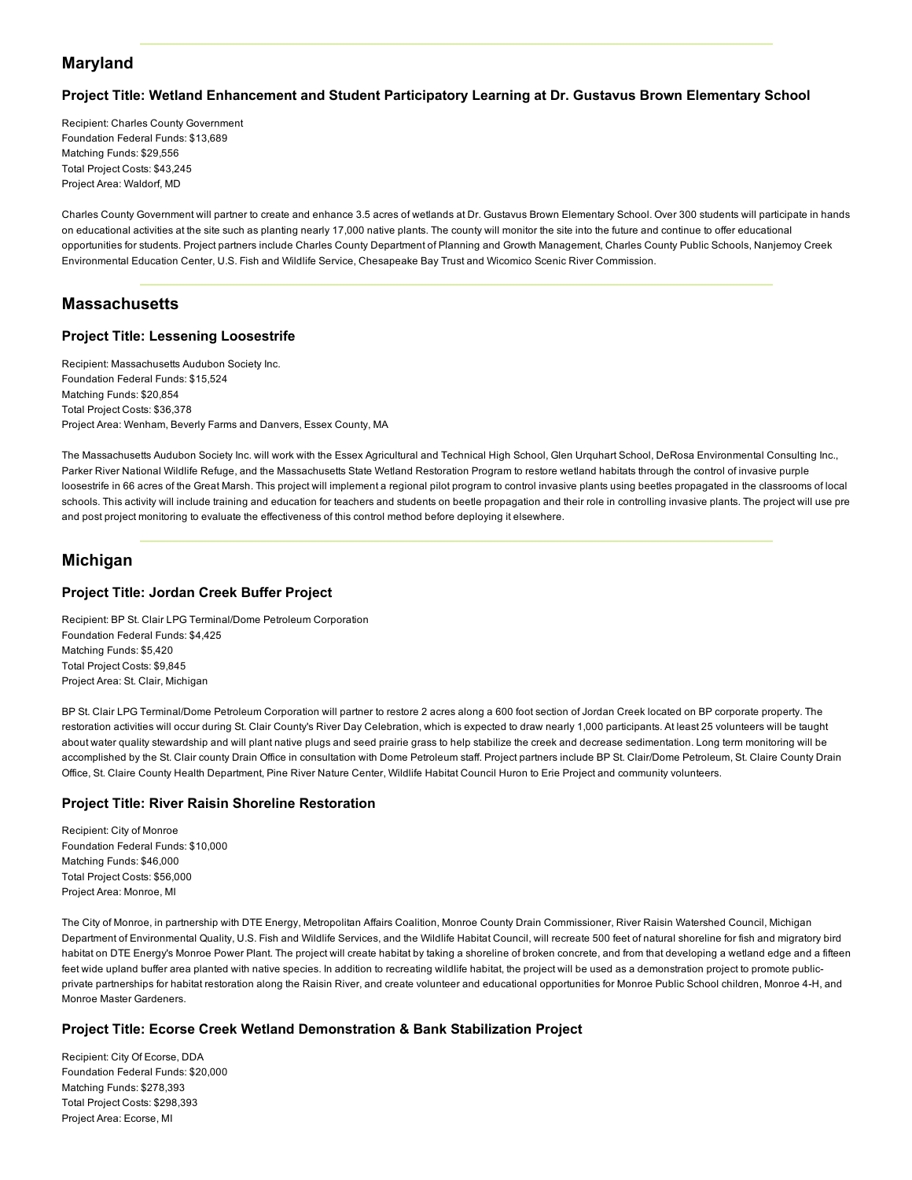## Maryland

### Project Title: Wetland Enhancement and Student Participatory Learning at Dr. Gustavus Brown Elementary School

Recipient: Charles County Government
Foundation Federal Funds: $13,689
Matching Funds: $29,556
Total Project Costs: $43,245
Project Area: Waldorf, MD

Charles County Government will partner to create and enhance 3.5 acres of wetlands at Dr. Gustavus Brown Elementary School. Over 300 students will participate in hands on educational activities at the site such as planting nearly 17,000 native plants. The county will monitor the site into the future and continue to offer educational opportunities for students. Project partners include Charles County Department of Planning and Growth Management, Charles County Public Schools, Nanjemoy Creek Environmental Education Center, U.S. Fish and Wildlife Service, Chesapeake Bay Trust and Wicomico Scenic River Commission.

## Massachusetts

### Project Title: Lessening Loosestrife

Recipient: Massachusetts Audubon Society Inc.
Foundation Federal Funds: $15,524
Matching Funds: $20,854
Total Project Costs: $36,378
Project Area: Wenham, Beverly Farms and Danvers, Essex County, MA

The Massachusetts Audubon Society Inc. will work with the Essex Agricultural and Technical High School, Glen Urquhart School, DeRosa Environmental Consulting Inc., Parker River National Wildlife Refuge, and the Massachusetts State Wetland Restoration Program to restore wetland habitats through the control of invasive purple loosestrife in 66 acres of the Great Marsh. This project will implement a regional pilot program to control invasive plants using beetles propagated in the classrooms of local schools. This activity will include training and education for teachers and students on beetle propagation and their role in controlling invasive plants. The project will use pre and post project monitoring to evaluate the effectiveness of this control method before deploying it elsewhere.

## Michigan

### Project Title: Jordan Creek Buffer Project

Recipient: BP St. Clair LPG Terminal/Dome Petroleum Corporation
Foundation Federal Funds: $4,425
Matching Funds: $5,420
Total Project Costs: $9,845
Project Area: St. Clair, Michigan

BP St. Clair LPG Terminal/Dome Petroleum Corporation will partner to restore 2 acres along a 600 foot section of Jordan Creek located on BP corporate property. The restoration activities will occur during St. Clair County's River Day Celebration, which is expected to draw nearly 1,000 participants. At least 25 volunteers will be taught about water quality stewardship and will plant native plugs and seed prairie grass to help stabilize the creek and decrease sedimentation. Long term monitoring will be accomplished by the St. Clair county Drain Office in consultation with Dome Petroleum staff. Project partners include BP St. Clair/Dome Petroleum, St. Claire County Drain Office, St. Claire County Health Department, Pine River Nature Center, Wildlife Habitat Council Huron to Erie Project and community volunteers.

### Project Title: River Raisin Shoreline Restoration

Recipient: City of Monroe
Foundation Federal Funds: $10,000
Matching Funds: $46,000
Total Project Costs: $56,000
Project Area: Monroe, MI

The City of Monroe, in partnership with DTE Energy, Metropolitan Affairs Coalition, Monroe County Drain Commissioner, River Raisin Watershed Council, Michigan Department of Environmental Quality, U.S. Fish and Wildlife Services, and the Wildlife Habitat Council, will recreate 500 feet of natural shoreline for fish and migratory bird habitat on DTE Energy's Monroe Power Plant. The project will create habitat by taking a shoreline of broken concrete, and from that developing a wetland edge and a fifteen feet wide upland buffer area planted with native species. In addition to recreating wildlife habitat, the project will be used as a demonstration project to promote public-private partnerships for habitat restoration along the Raisin River, and create volunteer and educational opportunities for Monroe Public School children, Monroe 4-H, and Monroe Master Gardeners.

### Project Title: Ecorse Creek Wetland Demonstration & Bank Stabilization Project

Recipient: City Of Ecorse, DDA
Foundation Federal Funds: $20,000
Matching Funds: $278,393
Total Project Costs: $298,393
Project Area: Ecorse, MI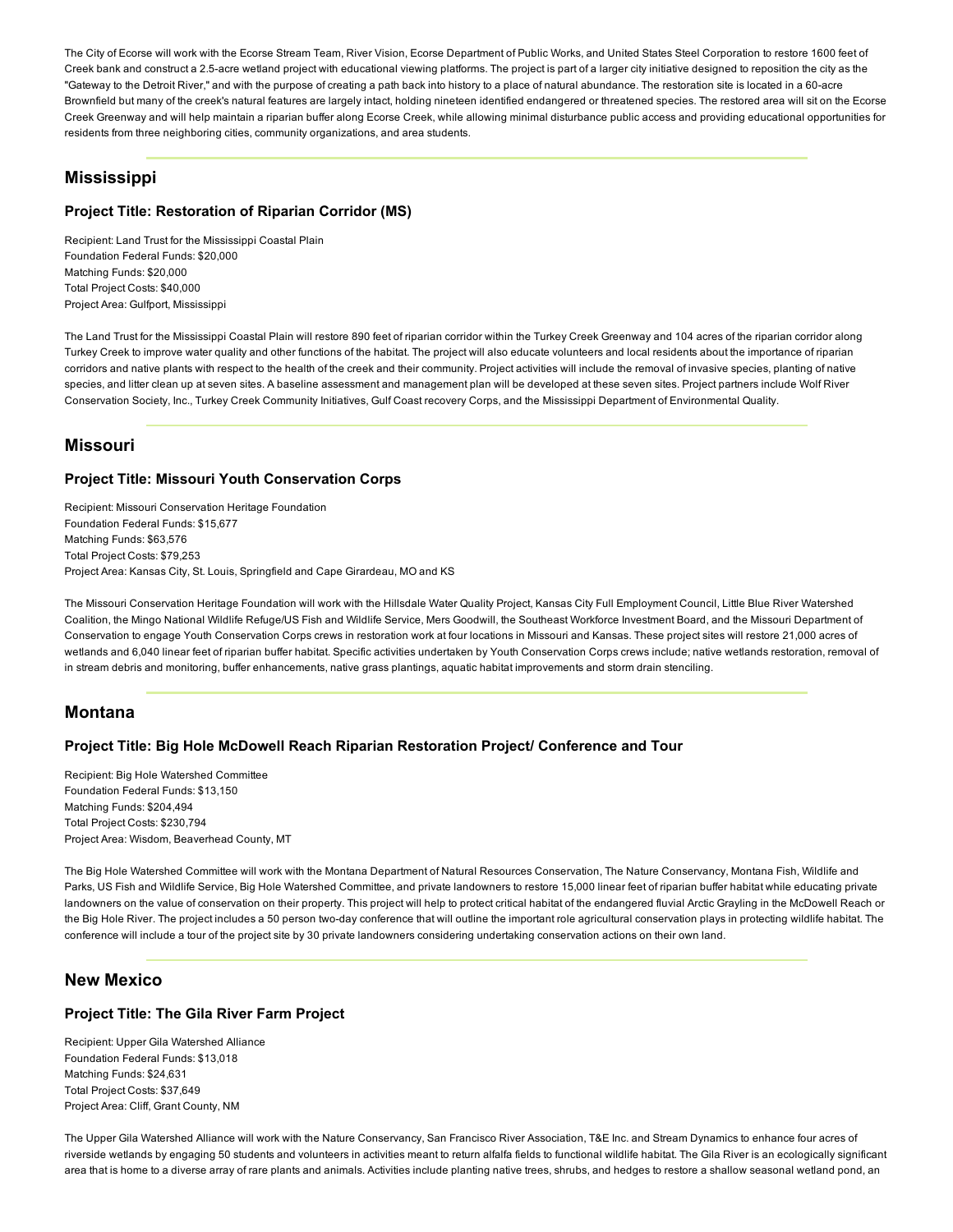The City of Ecorse will work with the Ecorse Stream Team, River Vision, Ecorse Department of Public Works, and United States Steel Corporation to restore 1600 feet of Creek bank and construct a 2.5-acre wetland project with educational viewing platforms. The project is part of a larger city initiative designed to reposition the city as the "Gateway to the Detroit River," and with the purpose of creating a path back into history to a place of natural abundance. The restoration site is located in a 60-acre Brownfield but many of the creek's natural features are largely intact, holding nineteen identified endangered or threatened species. The restored area will sit on the Ecorse Creek Greenway and will help maintain a riparian buffer along Ecorse Creek, while allowing minimal disturbance public access and providing educational opportunities for residents from three neighboring cities, community organizations, and area students.

## Mississippi

### Project Title: Restoration of Riparian Corridor (MS)

Recipient: Land Trust for the Mississippi Coastal Plain
Foundation Federal Funds: $20,000
Matching Funds: $20,000
Total Project Costs: $40,000
Project Area: Gulfport, Mississippi

The Land Trust for the Mississippi Coastal Plain will restore 890 feet of riparian corridor within the Turkey Creek Greenway and 104 acres of the riparian corridor along Turkey Creek to improve water quality and other functions of the habitat. The project will also educate volunteers and local residents about the importance of riparian corridors and native plants with respect to the health of the creek and their community. Project activities will include the removal of invasive species, planting of native species, and litter clean up at seven sites. A baseline assessment and management plan will be developed at these seven sites. Project partners include Wolf River Conservation Society, Inc., Turkey Creek Community Initiatives, Gulf Coast recovery Corps, and the Mississippi Department of Environmental Quality.

## Missouri

### Project Title: Missouri Youth Conservation Corps

Recipient: Missouri Conservation Heritage Foundation
Foundation Federal Funds: $15,677
Matching Funds: $63,576
Total Project Costs: $79,253
Project Area: Kansas City, St. Louis, Springfield and Cape Girardeau, MO and KS

The Missouri Conservation Heritage Foundation will work with the Hillsdale Water Quality Project, Kansas City Full Employment Council, Little Blue River Watershed Coalition, the Mingo National Wildlife Refuge/US Fish and Wildlife Service, Mers Goodwill, the Southeast Workforce Investment Board, and the Missouri Department of Conservation to engage Youth Conservation Corps crews in restoration work at four locations in Missouri and Kansas. These project sites will restore 21,000 acres of wetlands and 6,040 linear feet of riparian buffer habitat. Specific activities undertaken by Youth Conservation Corps crews include; native wetlands restoration, removal of in stream debris and monitoring, buffer enhancements, native grass plantings, aquatic habitat improvements and storm drain stenciling.

## Montana

### Project Title: Big Hole McDowell Reach Riparian Restoration Project/ Conference and Tour

Recipient: Big Hole Watershed Committee
Foundation Federal Funds: $13,150
Matching Funds: $204,494
Total Project Costs: $230,794
Project Area: Wisdom, Beaverhead County, MT

The Big Hole Watershed Committee will work with the Montana Department of Natural Resources Conservation, The Nature Conservancy, Montana Fish, Wildlife and Parks, US Fish and Wildlife Service, Big Hole Watershed Committee, and private landowners to restore 15,000 linear feet of riparian buffer habitat while educating private landowners on the value of conservation on their property. This project will help to protect critical habitat of the endangered fluvial Arctic Grayling in the McDowell Reach or the Big Hole River. The project includes a 50 person two-day conference that will outline the important role agricultural conservation plays in protecting wildlife habitat. The conference will include a tour of the project site by 30 private landowners considering undertaking conservation actions on their own land.

## New Mexico

### Project Title: The Gila River Farm Project

Recipient: Upper Gila Watershed Alliance
Foundation Federal Funds: $13,018
Matching Funds: $24,631
Total Project Costs: $37,649
Project Area: Cliff, Grant County, NM

The Upper Gila Watershed Alliance will work with the Nature Conservancy, San Francisco River Association, T&E Inc. and Stream Dynamics to enhance four acres of riverside wetlands by engaging 50 students and volunteers in activities meant to return alfalfa fields to functional wildlife habitat. The Gila River is an ecologically significant area that is home to a diverse array of rare plants and animals. Activities include planting native trees, shrubs, and hedges to restore a shallow seasonal wetland pond, an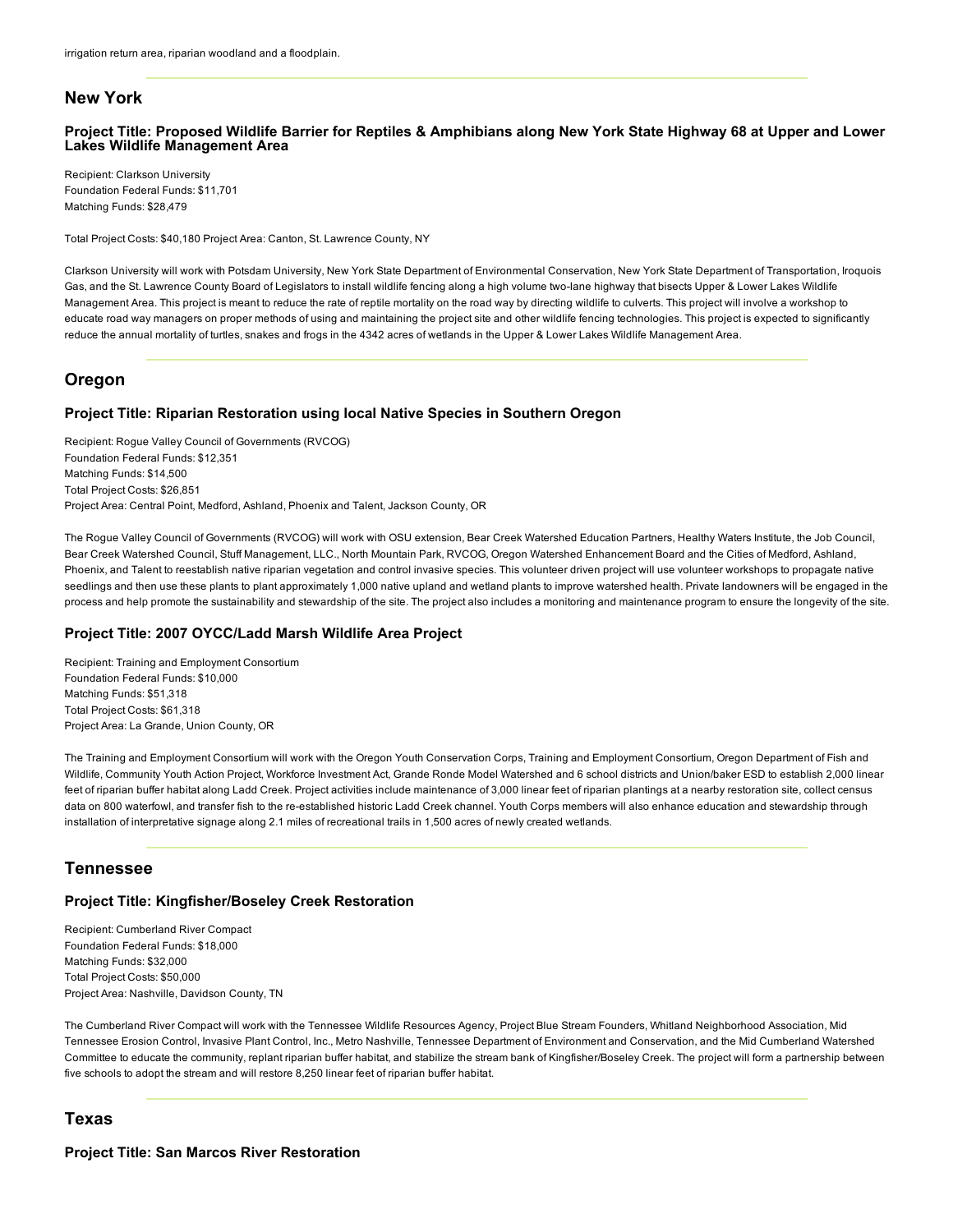irrigation return area, riparian woodland and a floodplain.

## New York

### Project Title: Proposed Wildlife Barrier for Reptiles & Amphibians along New York State Highway 68 at Upper and Lower Lakes Wildlife Management Area

Recipient: Clarkson University
Foundation Federal Funds: $11,701
Matching Funds: $28,479

Total Project Costs: $40,180 Project Area: Canton, St. Lawrence County, NY

Clarkson University will work with Potsdam University, New York State Department of Environmental Conservation, New York State Department of Transportation, Iroquois Gas, and the St. Lawrence County Board of Legislators to install wildlife fencing along a high volume two-lane highway that bisects Upper & Lower Lakes Wildlife Management Area. This project is meant to reduce the rate of reptile mortality on the road way by directing wildlife to culverts. This project will involve a workshop to educate road way managers on proper methods of using and maintaining the project site and other wildlife fencing technologies. This project is expected to significantly reduce the annual mortality of turtles, snakes and frogs in the 4342 acres of wetlands in the Upper & Lower Lakes Wildlife Management Area.

## Oregon

### Project Title: Riparian Restoration using local Native Species in Southern Oregon

Recipient: Rogue Valley Council of Governments (RVCOG)
Foundation Federal Funds: $12,351
Matching Funds: $14,500
Total Project Costs: $26,851
Project Area: Central Point, Medford, Ashland, Phoenix and Talent, Jackson County, OR

The Rogue Valley Council of Governments (RVCOG) will work with OSU extension, Bear Creek Watershed Education Partners, Healthy Waters Institute, the Job Council, Bear Creek Watershed Council, Stuff Management, LLC., North Mountain Park, RVCOG, Oregon Watershed Enhancement Board and the Cities of Medford, Ashland, Phoenix, and Talent to reestablish native riparian vegetation and control invasive species. This volunteer driven project will use volunteer workshops to propagate native seedlings and then use these plants to plant approximately 1,000 native upland and wetland plants to improve watershed health. Private landowners will be engaged in the process and help promote the sustainability and stewardship of the site. The project also includes a monitoring and maintenance program to ensure the longevity of the site.

### Project Title: 2007 OYCC/Ladd Marsh Wildlife Area Project

Recipient: Training and Employment Consortium
Foundation Federal Funds: $10,000
Matching Funds: $51,318
Total Project Costs: $61,318
Project Area: La Grande, Union County, OR

The Training and Employment Consortium will work with the Oregon Youth Conservation Corps, Training and Employment Consortium, Oregon Department of Fish and Wildlife, Community Youth Action Project, Workforce Investment Act, Grande Ronde Model Watershed and 6 school districts and Union/baker ESD to establish 2,000 linear feet of riparian buffer habitat along Ladd Creek. Project activities include maintenance of 3,000 linear feet of riparian plantings at a nearby restoration site, collect census data on 800 waterfowl, and transfer fish to the re-established historic Ladd Creek channel. Youth Corps members will also enhance education and stewardship through installation of interpretative signage along 2.1 miles of recreational trails in 1,500 acres of newly created wetlands.

## Tennessee

### Project Title: Kingfisher/Boseley Creek Restoration

Recipient: Cumberland River Compact
Foundation Federal Funds: $18,000
Matching Funds: $32,000
Total Project Costs: $50,000
Project Area: Nashville, Davidson County, TN

The Cumberland River Compact will work with the Tennessee Wildlife Resources Agency, Project Blue Stream Founders, Whitland Neighborhood Association, Mid Tennessee Erosion Control, Invasive Plant Control, Inc., Metro Nashville, Tennessee Department of Environment and Conservation, and the Mid Cumberland Watershed Committee to educate the community, replant riparian buffer habitat, and stabilize the stream bank of Kingfisher/Boseley Creek. The project will form a partnership between five schools to adopt the stream and will restore 8,250 linear feet of riparian buffer habitat.

## Texas

### Project Title: San Marcos River Restoration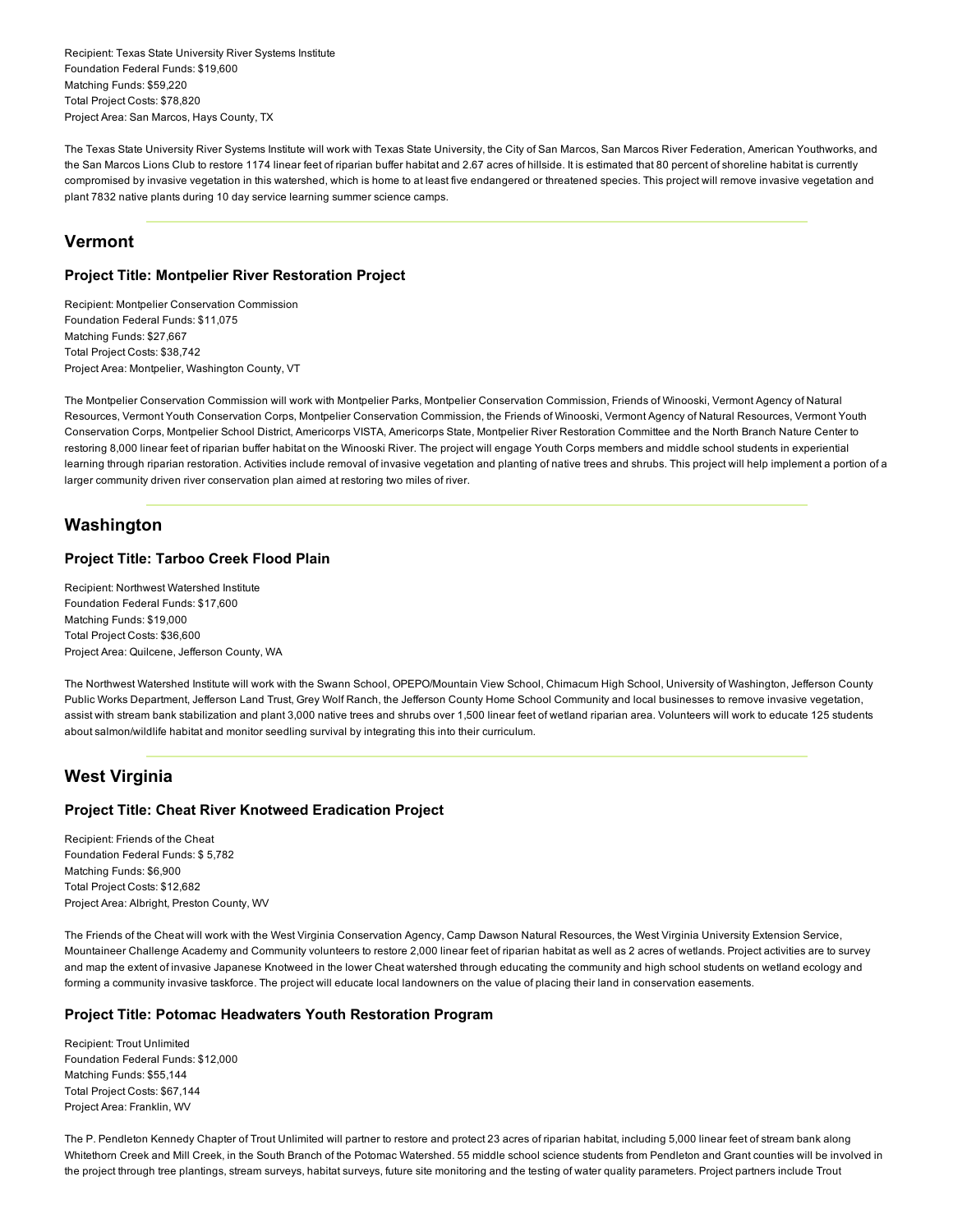Recipient: Texas State University River Systems Institute
Foundation Federal Funds: $19,600
Matching Funds: $59,220
Total Project Costs: $78,820
Project Area: San Marcos, Hays County, TX

The Texas State University River Systems Institute will work with Texas State University, the City of San Marcos, San Marcos River Federation, American Youthworks, and the San Marcos Lions Club to restore 1174 linear feet of riparian buffer habitat and 2.67 acres of hillside. It is estimated that 80 percent of shoreline habitat is currently compromised by invasive vegetation in this watershed, which is home to at least five endangered or threatened species. This project will remove invasive vegetation and plant 7832 native plants during 10 day service learning summer science camps.

---

## Vermont

### Project Title: Montpelier River Restoration Project

Recipient: Montpelier Conservation Commission
Foundation Federal Funds: $11,075
Matching Funds: $27,667
Total Project Costs: $38,742
Project Area: Montpelier, Washington County, VT

The Montpelier Conservation Commission will work with Montpelier Parks, Montpelier Conservation Commission, Friends of Winooski, Vermont Agency of Natural Resources, Vermont Youth Conservation Corps, Montpelier Conservation Commission, the Friends of Winooski, Vermont Agency of Natural Resources, Vermont Youth Conservation Corps, Montpelier School District, Americorps VISTA, Americorps State, Montpelier River Restoration Committee and the North Branch Nature Center to restoring 8,000 linear feet of riparian buffer habitat on the Winooski River. The project will engage Youth Corps members and middle school students in experiential learning through riparian restoration. Activities include removal of invasive vegetation and planting of native trees and shrubs. This project will help implement a portion of a larger community driven river conservation plan aimed at restoring two miles of river.

---

## Washington

### Project Title: Tarboo Creek Flood Plain

Recipient: Northwest Watershed Institute
Foundation Federal Funds: $17,600
Matching Funds: $19,000
Total Project Costs: $36,600
Project Area: Quilcene, Jefferson County, WA

The Northwest Watershed Institute will work with the Swann School, OPEPO/Mountain View School, Chimacum High School, University of Washington, Jefferson County Public Works Department, Jefferson Land Trust, Grey Wolf Ranch, the Jefferson County Home School Community and local businesses to remove invasive vegetation, assist with stream bank stabilization and plant 3,000 native trees and shrubs over 1,500 linear feet of wetland riparian area. Volunteers will work to educate 125 students about salmon/wildlife habitat and monitor seedling survival by integrating this into their curriculum.

---

## West Virginia

### Project Title: Cheat River Knotweed Eradication Project

Recipient: Friends of the Cheat
Foundation Federal Funds: $ 5,782
Matching Funds: $6,900
Total Project Costs: $12,682
Project Area: Albright, Preston County, WV

The Friends of the Cheat will work with the West Virginia Conservation Agency, Camp Dawson Natural Resources, the West Virginia University Extension Service, Mountaineer Challenge Academy and Community volunteers to restore 2,000 linear feet of riparian habitat as well as 2 acres of wetlands. Project activities are to survey and map the extent of invasive Japanese Knotweed in the lower Cheat watershed through educating the community and high school students on wetland ecology and forming a community invasive taskforce. The project will educate local landowners on the value of placing their land in conservation easements.

### Project Title: Potomac Headwaters Youth Restoration Program

Recipient: Trout Unlimited
Foundation Federal Funds: $12,000
Matching Funds: $55,144
Total Project Costs: $67,144
Project Area: Franklin, WV

The P. Pendleton Kennedy Chapter of Trout Unlimited will partner to restore and protect 23 acres of riparian habitat, including 5,000 linear feet of stream bank along Whitethorn Creek and Mill Creek, in the South Branch of the Potomac Watershed. 55 middle school science students from Pendleton and Grant counties will be involved in the project through tree plantings, stream surveys, habitat surveys, future site monitoring and the testing of water quality parameters. Project partners include Trout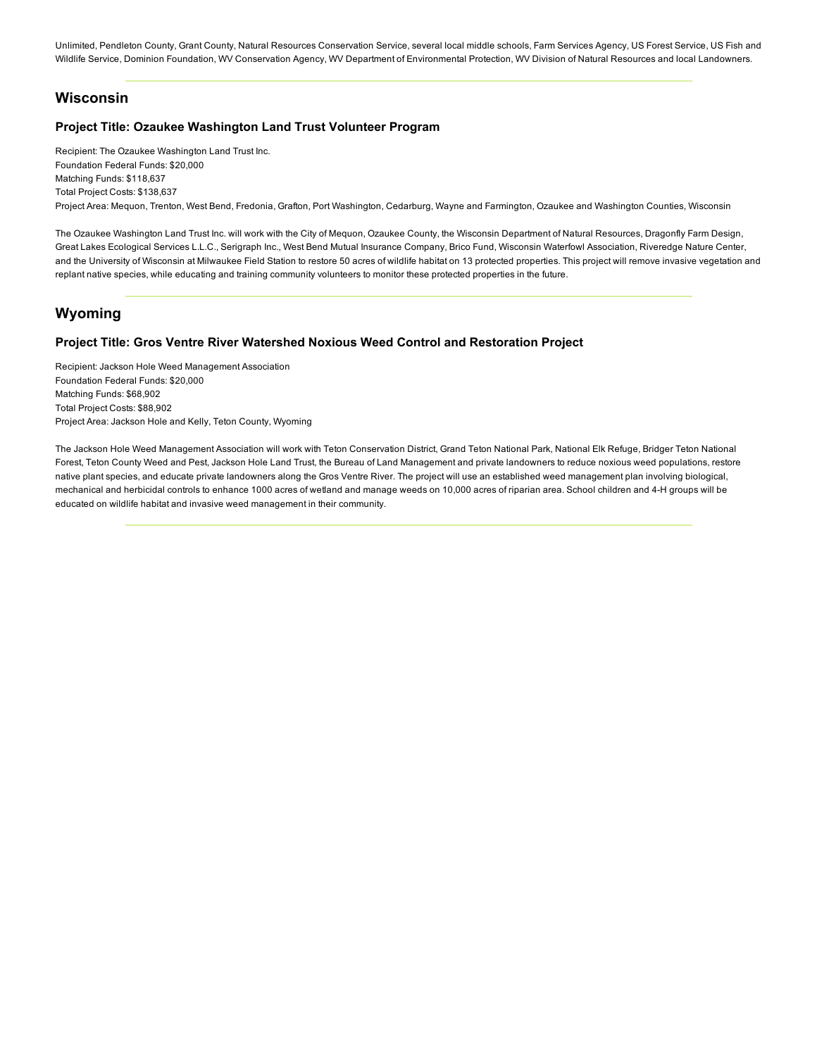Unlimited, Pendleton County, Grant County, Natural Resources Conservation Service, several local middle schools, Farm Services Agency, US Forest Service, US Fish and Wildlife Service, Dominion Foundation, WV Conservation Agency, WV Department of Environmental Protection, WV Division of Natural Resources and local Landowners.

---

## Wisconsin

### Project Title: Ozaukee Washington Land Trust Volunteer Program

Recipient: The Ozaukee Washington Land Trust Inc.
Foundation Federal Funds: $20,000
Matching Funds: $118,637
Total Project Costs: $138,637
Project Area: Mequon, Trenton, West Bend, Fredonia, Grafton, Port Washington, Cedarburg, Wayne and Farmington, Ozaukee and Washington Counties, Wisconsin

The Ozaukee Washington Land Trust Inc. will work with the City of Mequon, Ozaukee County, the Wisconsin Department of Natural Resources, Dragonfly Farm Design, Great Lakes Ecological Services L.L.C., Serigraph Inc., West Bend Mutual Insurance Company, Brico Fund, Wisconsin Waterfowl Association, Riveredge Nature Center, and the University of Wisconsin at Milwaukee Field Station to restore 50 acres of wildlife habitat on 13 protected properties. This project will remove invasive vegetation and replant native species, while educating and training community volunteers to monitor these protected properties in the future.

---

## Wyoming

### Project Title: Gros Ventre River Watershed Noxious Weed Control and Restoration Project

Recipient: Jackson Hole Weed Management Association
Foundation Federal Funds: $20,000
Matching Funds: $68,902
Total Project Costs: $88,902
Project Area: Jackson Hole and Kelly, Teton County, Wyoming

The Jackson Hole Weed Management Association will work with Teton Conservation District, Grand Teton National Park, National Elk Refuge, Bridger Teton National Forest, Teton County Weed and Pest, Jackson Hole Land Trust, the Bureau of Land Management and private landowners to reduce noxious weed populations, restore native plant species, and educate private landowners along the Gros Ventre River. The project will use an established weed management plan involving biological, mechanical and herbicidal controls to enhance 1000 acres of wetland and manage weeds on 10,000 acres of riparian area. School children and 4-H groups will be educated on wildlife habitat and invasive weed management in their community.

---